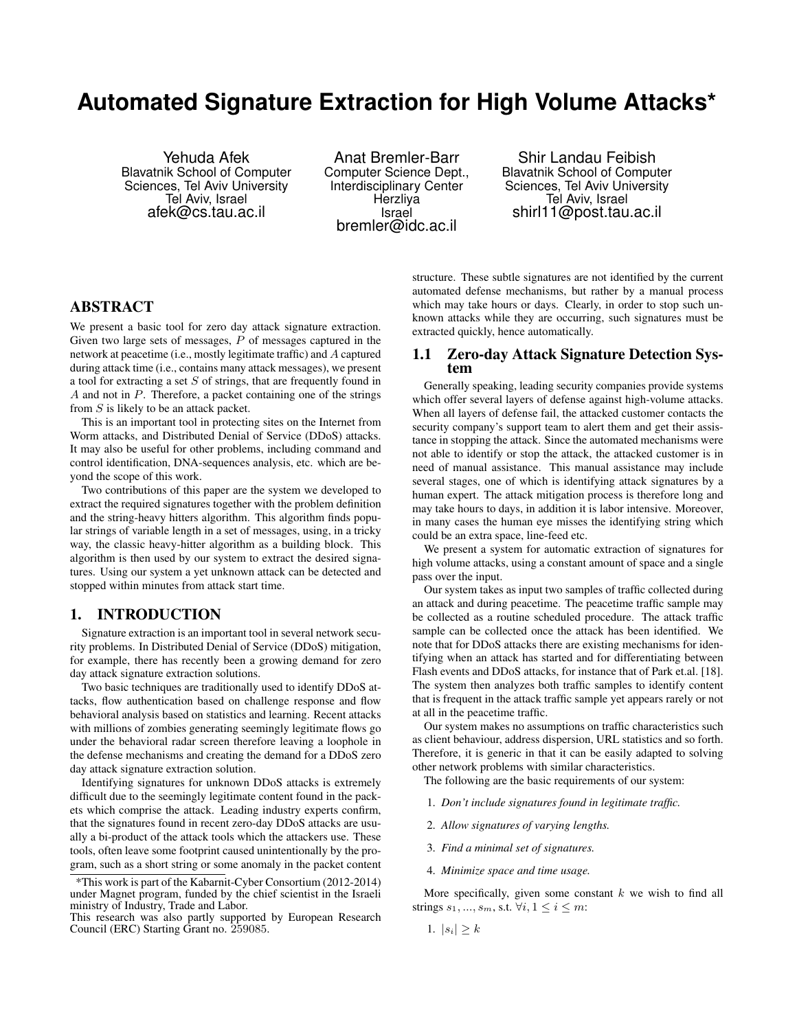# Automated Signature Extraction for High Volume Attacks*

Yehuda Afek
Blavatnik School of Computer Sciences, Tel Aviv University
Tel Aviv, Israel
afek@cs.tau.ac.il

Anat Bremler-Barr
Computer Science Dept., Interdisciplinary Center
Herzliya
Israel
bremler@idc.ac.il

Shir Landau Feibish
Blavatnik School of Computer Sciences, Tel Aviv University
Tel Aviv, Israel
shirl11@post.tau.ac.il

## ABSTRACT

We present a basic tool for zero day attack signature extraction. Given two large sets of messages, $P$ of messages captured in the network at peacetime (i.e., mostly legitimate traffic) and $A$ captured during attack time (i.e., contains many attack messages), we present a tool for extracting a set $S$ of strings, that are frequently found in $A$ and not in $P$. Therefore, a packet containing one of the strings from $S$ is likely to be an attack packet.

This is an important tool in protecting sites on the Internet from Worm attacks, and Distributed Denial of Service (DDoS) attacks. It may also be useful for other problems, including command and control identification, DNA-sequences analysis, etc. which are beyond the scope of this work.

Two contributions of this paper are the system we developed to extract the required signatures together with the problem definition and the string-heavy hitters algorithm. This algorithm finds popular strings of variable length in a set of messages, using, in a tricky way, the classic heavy-hitter algorithm as a building block. This algorithm is then used by our system to extract the desired signatures. Using our system a yet unknown attack can be detected and stopped within minutes from attack start time.

## 1. INTRODUCTION

Signature extraction is an important tool in several network security problems. In Distributed Denial of Service (DDoS) mitigation, for example, there has recently been a growing demand for zero day attack signature extraction solutions.

Two basic techniques are traditionally used to identify DDoS attacks, flow authentication based on challenge response and flow behavioral analysis based on statistics and learning. Recent attacks with millions of zombies generating seemingly legitimate flows go under the behavioral radar screen therefore leaving a loophole in the defense mechanisms and creating the demand for a DDoS zero day attack signature extraction solution.

Identifying signatures for unknown DDoS attacks is extremely difficult due to the seemingly legitimate content found in the packets which comprise the attack. Leading industry experts confirm, that the signatures found in recent zero-day DDoS attacks are usually a bi-product of the attack tools which the attackers use. These tools, often leave some footprint caused unintentionally by the program, such as a short string or some anomaly in the packet content structure. These subtle signatures are not identified by the current automated defense mechanisms, but rather by a manual process which may take hours or days. Clearly, in order to stop such unknown attacks while they are occurring, such signatures must be extracted quickly, hence automatically.

### 1.1 Zero-day Attack Signature Detection System

Generally speaking, leading security companies provide systems which offer several layers of defense against high-volume attacks. When all layers of defense fail, the attacked customer contacts the security company's support team to alert them and get their assistance in stopping the attack. Since the automated mechanisms were not able to identify or stop the attack, the attacked customer is in need of manual assistance. This manual assistance may include several stages, one of which is identifying attack signatures by a human expert. The attack mitigation process is therefore long and may take hours to days, in addition it is labor intensive. Moreover, in many cases the human eye misses the identifying string which could be an extra space, line-feed etc.

We present a system for automatic extraction of signatures for high volume attacks, using a constant amount of space and a single pass over the input.

Our system takes as input two samples of traffic collected during an attack and during peacetime. The peacetime traffic sample may be collected as a routine scheduled procedure. The attack traffic sample can be collected once the attack has been identified. We note that for DDoS attacks there are existing mechanisms for identifying when an attack has started and for differentiating between Flash events and DDoS attacks, for instance that of Park et.al. [18]. The system then analyzes both traffic samples to identify content that is frequent in the attack traffic sample yet appears rarely or not at all in the peacetime traffic.

Our system makes no assumptions on traffic characteristics such as client behaviour, address dispersion, URL statistics and so forth. Therefore, it is generic in that it can be easily adapted to solving other network problems with similar characteristics.

The following are the basic requirements of our system:

1. *Don't include signatures found in legitimate traffic.*
2. *Allow signatures of varying lengths.*
3. *Find a minimal set of signatures.*
4. *Minimize space and time usage.*

More specifically, given some constant $k$ we wish to find all strings $s_1, ..., s_m$, s.t. $\forall i, 1 \leq i \leq m$:

1. $|s_i| \geq k$

*This work is part of the Kabarnit-Cyber Consortium (2012-2014) under Magnet program, funded by the chief scientist in the Israeli ministry of Industry, Trade and Labor.
This research was also partly supported by European Research Council (ERC) Starting Grant no. 259085.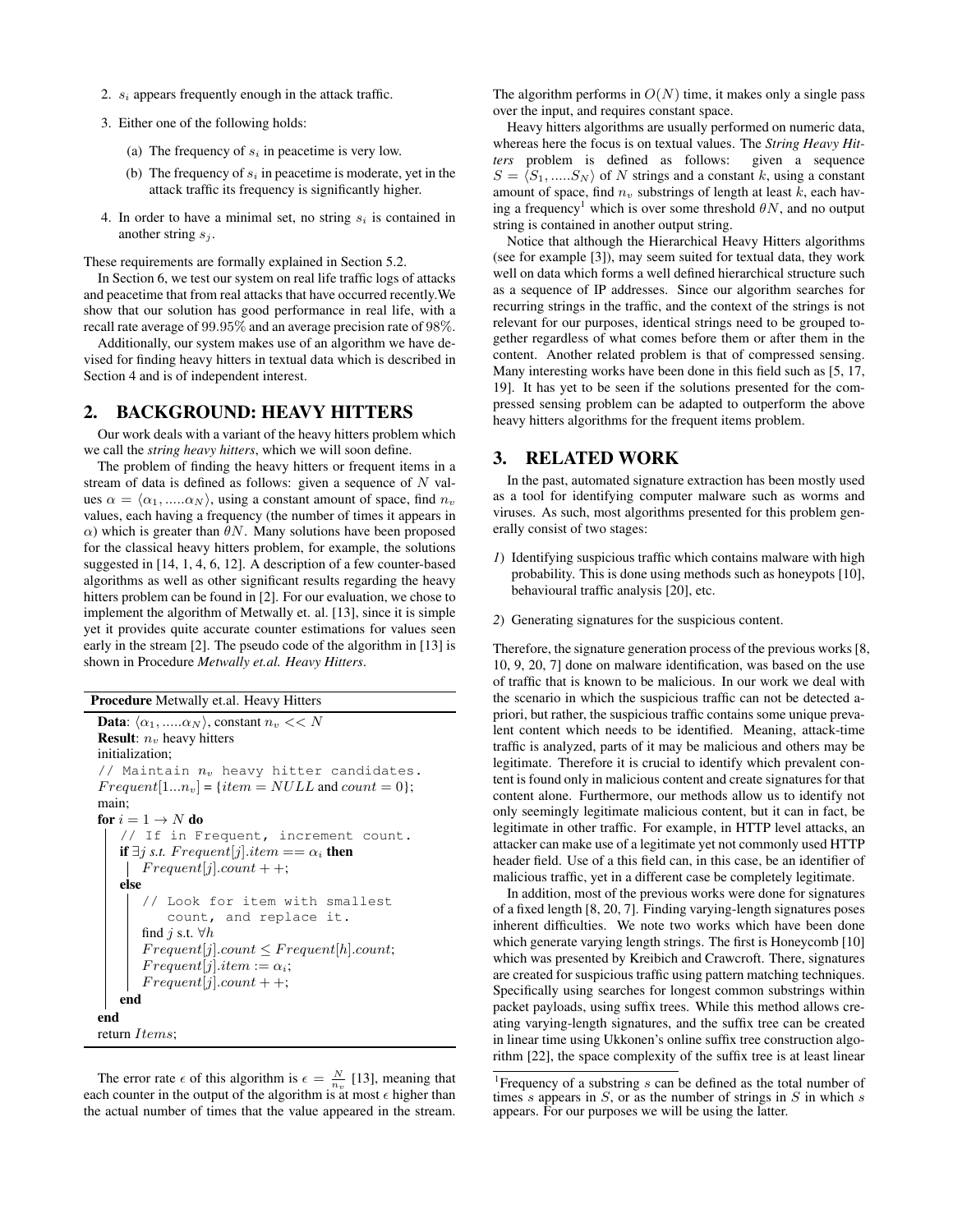2. $s_i$ appears frequently enough in the attack traffic.

3. Either one of the following holds:

   (a) The frequency of $s_i$ in peacetime is very low.

   (b) The frequency of $s_i$ in peacetime is moderate, yet in the attack traffic its frequency is significantly higher.

4. In order to have a minimal set, no string $s_i$ is contained in another string $s_j$.

These requirements are formally explained in Section 5.2.

In Section 6, we test our system on real life traffic logs of attacks and peacetime that from real attacks that have occurred recently.We show that our solution has good performance in real life, with a recall rate average of 99.95% and an average precision rate of 98%.

Additionally, our system makes use of an algorithm we have devised for finding heavy hitters in textual data which is described in Section 4 and is of independent interest.

## 2. BACKGROUND: HEAVY HITTERS

Our work deals with a variant of the heavy hitters problem which we call the *string heavy hitters*, which we will soon define.

The problem of finding the heavy hitters or frequent items in a stream of data is defined as follows: given a sequence of $N$ values $\alpha = \langle \alpha_1, .....\alpha_N \rangle$, using a constant amount of space, find $n_v$ values, each having a frequency (the number of times it appears in $\alpha$) which is greater than $\theta N$. Many solutions have been proposed for the classical heavy hitters problem, for example, the solutions suggested in [14, 1, 4, 6, 12]. A description of a few counter-based algorithms as well as other significant results regarding the heavy hitters problem can be found in [2]. For our evaluation, we chose to implement the algorithm of Metwally et. al. [13], since it is simple yet it provides quite accurate counter estimations for values seen early in the stream [2]. The pseudo code of the algorithm in [13] is shown in Procedure *Metwally et.al. Heavy Hitters*.

**Procedure** Metwally et.al. Heavy Hitters

```
Data: ⟨α_1, .....α_N⟩, constant n_v << N
Result: n_v heavy hitters
initialization;
// Maintain n_v heavy hitter candidates.
Frequent[1...n_v] = {item = NULL and count = 0};
main;
for i = 1 → N do
    // If in Frequent, increment count.
    if ∃j s.t. Frequent[j].item == α_i then
        Frequent[j].count ++;
    else
        // Look for item with smallest
           count, and replace it.
        find j s.t. ∀h
        Frequent[j].count ≤ Frequent[h].count;
        Frequent[j].item := α_i;
        Frequent[j].count ++;
    end
end
return Items;
```

The error rate $\epsilon$ of this algorithm is $\epsilon = \frac{N}{n_v}$ [13], meaning that each counter in the output of the algorithm is at most $\epsilon$ higher than the actual number of times that the value appeared in the stream. The algorithm performs in $O(N)$ time, it makes only a single pass over the input, and requires constant space.

Heavy hitters algorithms are usually performed on numeric data, whereas here the focus is on textual values. The *String Heavy Hitters* problem is defined as follows: given a sequence $S = \langle S_1, .....S_N \rangle$ of $N$ strings and a constant $k$, using a constant amount of space, find $n_v$ substrings of length at least $k$, each having a frequency[1] which is over some threshold $\theta N$, and no output string is contained in another output string.

Notice that although the Hierarchical Heavy Hitters algorithms (see for example [3]), may seem suited for textual data, they work well on data which forms a well defined hierarchical structure such as a sequence of IP addresses. Since our algorithm searches for recurring strings in the traffic, and the context of the strings is not relevant for our purposes, identical strings need to be grouped together regardless of what comes before them or after them in the content. Another related problem is that of compressed sensing. Many interesting works have been done in this field such as [5, 17, 19]. It has yet to be seen if the solutions presented for the compressed sensing problem can be adapted to outperform the above heavy hitters algorithms for the frequent items problem.

## 3. RELATED WORK

In the past, automated signature extraction has been mostly used as a tool for identifying computer malware such as worms and viruses. As such, most algorithms presented for this problem generally consist of two stages:

*1)* Identifying suspicious traffic which contains malware with high probability. This is done using methods such as honeypots [10], behavioural traffic analysis [20], etc.

*2)* Generating signatures for the suspicious content.

Therefore, the signature generation process of the previous works [8, 10, 9, 20, 7] done on malware identification, was based on the use of traffic that is known to be malicious. In our work we deal with the scenario in which the suspicious traffic can not be detected a-priori, but rather, the suspicious traffic contains some unique prevalent content which needs to be identified. Meaning, attack-time traffic is analyzed, parts of it may be malicious and others may be legitimate. Therefore it is crucial to identify which prevalent content is found only in malicious content and create signatures for that content alone. Furthermore, our methods allow us to identify not only seemingly legitimate malicious content, but it can in fact, be legitimate in other traffic. For example, in HTTP level attacks, an attacker can make use of a legitimate yet not commonly used HTTP header field. Use of a this field can, in this case, be an identifier of malicious traffic, yet in a different case be completely legitimate.

In addition, most of the previous works were done for signatures of a fixed length [8, 20, 7]. Finding varying-length signatures poses inherent difficulties. We note two works which have been done which generate varying length strings. The first is Honeycomb [10] which was presented by Kreibich and Crawcroft. There, signatures are created for suspicious traffic using pattern matching techniques. Specifically using searches for longest common substrings within packet payloads, using suffix trees. While this method allows creating varying-length signatures, and the suffix tree can be created in linear time using Ukkonen's online suffix tree construction algorithm [22], the space complexity of the suffix tree is at least linear

[1]Frequency of a substring $s$ can be defined as the total number of times $s$ appears in $S$, or as the number of strings in $S$ in which $s$ appears. For our purposes we will be using the latter.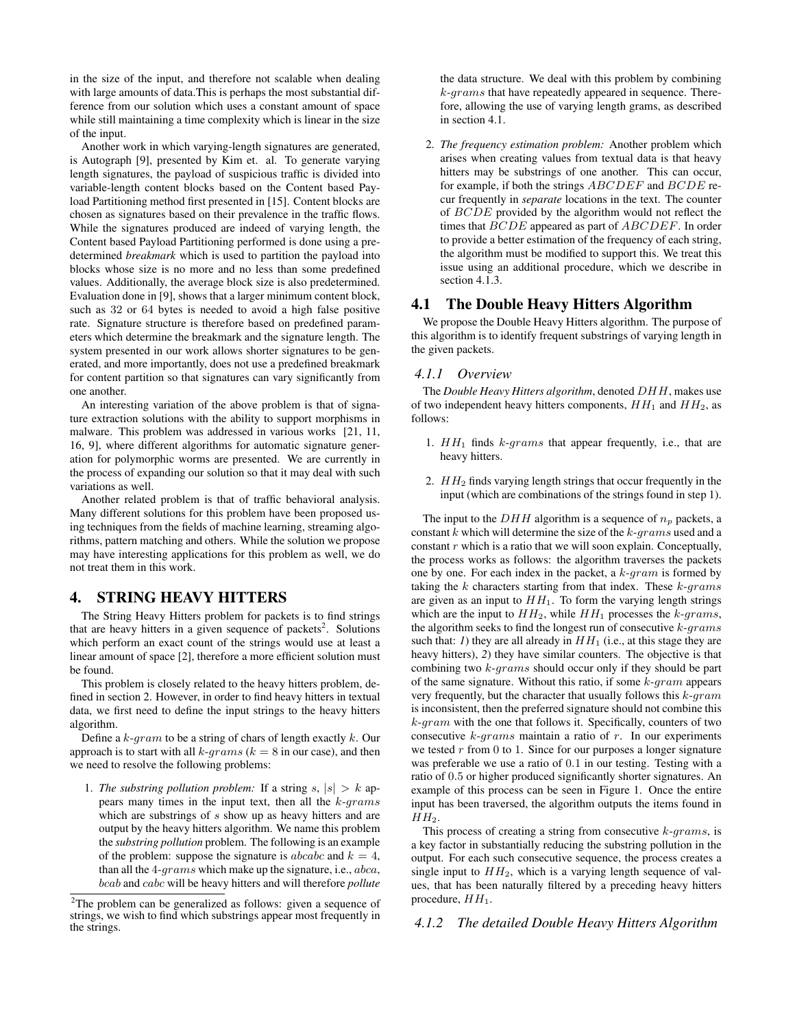in the size of the input, and therefore not scalable when dealing with large amounts of data.This is perhaps the most substantial difference from our solution which uses a constant amount of space while still maintaining a time complexity which is linear in the size of the input.

Another work in which varying-length signatures are generated, is Autograph [9], presented by Kim et. al. To generate varying length signatures, the payload of suspicious traffic is divided into variable-length content blocks based on the Content based Payload Partitioning method first presented in [15]. Content blocks are chosen as signatures based on their prevalence in the traffic flows. While the signatures produced are indeed of varying length, the Content based Payload Partitioning performed is done using a predetermined *breakmark* which is used to partition the payload into blocks whose size is no more and no less than some predefined values. Additionally, the average block size is also predetermined. Evaluation done in [9], shows that a larger minimum content block, such as 32 or 64 bytes is needed to avoid a high false positive rate. Signature structure is therefore based on predefined parameters which determine the breakmark and the signature length. The system presented in our work allows shorter signatures to be generated, and more importantly, does not use a predefined breakmark for content partition so that signatures can vary significantly from one another.

An interesting variation of the above problem is that of signature extraction solutions with the ability to support morphisms in malware. This problem was addressed in various works [21, 11, 16, 9], where different algorithms for automatic signature generation for polymorphic worms are presented. We are currently in the process of expanding our solution so that it may deal with such variations as well.

Another related problem is that of traffic behavioral analysis. Many different solutions for this problem have been proposed using techniques from the fields of machine learning, streaming algorithms, pattern matching and others. While the solution we propose may have interesting applications for this problem as well, we do not treat them in this work.

# 4. STRING HEAVY HITTERS

The String Heavy Hitters problem for packets is to find strings that are heavy hitters in a given sequence of packets[2]. Solutions which perform an exact count of the strings would use at least a linear amount of space [2], therefore a more efficient solution must be found.

This problem is closely related to the heavy hitters problem, defined in section 2. However, in order to find heavy hitters in textual data, we first need to define the input strings to the heavy hitters algorithm.

Define a $k$-$gram$ to be a string of chars of length exactly $k$. Our approach is to start with all $k$-$grams$ ($k = 8$ in our case), and then we need to resolve the following problems:

1. *The substring pollution problem:* If a string $s$, $|s| > k$ appears many times in the input text, then all the $k$-$grams$ which are substrings of $s$ show up as heavy hitters and are output by the heavy hitters algorithm. We name this problem the *substring pollution* problem. The following is an example of the problem: suppose the signature is $abcabc$ and $k = 4$, than all the 4-$grams$ which make up the signature, i.e., $abca$, $bcab$ and $cabc$ will be heavy hitters and will therefore *pollute* the data structure. We deal with this problem by combining $k$-$grams$ that have repeatedly appeared in sequence. Therefore, allowing the use of varying length grams, as described in section 4.1.

2. *The frequency estimation problem:* Another problem which arises when creating values from textual data is that heavy hitters may be substrings of one another. This can occur, for example, if both the strings $ABCDEF$ and $BCDE$ recur frequently in *separate* locations in the text. The counter of $BCDE$ provided by the algorithm would not reflect the times that $BCDE$ appeared as part of $ABCDEF$. In order to provide a better estimation of the frequency of each string, the algorithm must be modified to support this. We treat this issue using an additional procedure, which we describe in section 4.1.3.

[2]The problem can be generalized as follows: given a sequence of strings, we wish to find which substrings appear most frequently in the strings.

## 4.1 The Double Heavy Hitters Algorithm

We propose the Double Heavy Hitters algorithm. The purpose of this algorithm is to identify frequent substrings of varying length in the given packets.

### 4.1.1 Overview

The *Double Heavy Hitters algorithm*, denoted $DHH$, makes use of two independent heavy hitters components, $HH_1$ and $HH_2$, as follows:

1. $HH_1$ finds $k$-$grams$ that appear frequently, i.e., that are heavy hitters.

2. $HH_2$ finds varying length strings that occur frequently in the input (which are combinations of the strings found in step 1).

The input to the $DHH$ algorithm is a sequence of $n_p$ packets, a constant $k$ which will determine the size of the $k$-$grams$ used and a constant $r$ which is a ratio that we will soon explain. Conceptually, the process works as follows: the algorithm traverses the packets one by one. For each index in the packet, a $k$-$gram$ is formed by taking the $k$ characters starting from that index. These $k$-$grams$ are given as an input to $HH_1$. To form the varying length strings which are the input to $HH_2$, while $HH_1$ processes the $k$-$grams$, the algorithm seeks to find the longest run of consecutive $k$-$grams$ such that: *1*) they are all already in $HH_1$ (i.e., at this stage they are heavy hitters), *2*) they have similar counters. The objective is that combining two $k$-$grams$ should occur only if they should be part of the same signature. Without this ratio, if some $k$-$gram$ appears very frequently, but the character that usually follows this $k$-$gram$ is inconsistent, then the preferred signature should not combine this $k$-$gram$ with the one that follows it. Specifically, counters of two consecutive $k$-$grams$ maintain a ratio of $r$. In our experiments we tested $r$ from 0 to 1. Since for our purposes a longer signature was preferable we use a ratio of 0.1 in our testing. Testing with a ratio of 0.5 or higher produced significantly shorter signatures. An example of this process can be seen in Figure 1. Once the entire input has been traversed, the algorithm outputs the items found in $HH_2$.

This process of creating a string from consecutive $k$-$grams$, is a key factor in substantially reducing the substring pollution in the output. For each such consecutive sequence, the process creates a single input to $HH_2$, which is a varying length sequence of values, that has been naturally filtered by a preceding heavy hitters procedure, $HH_1$.

### 4.1.2 The detailed Double Heavy Hitters Algorithm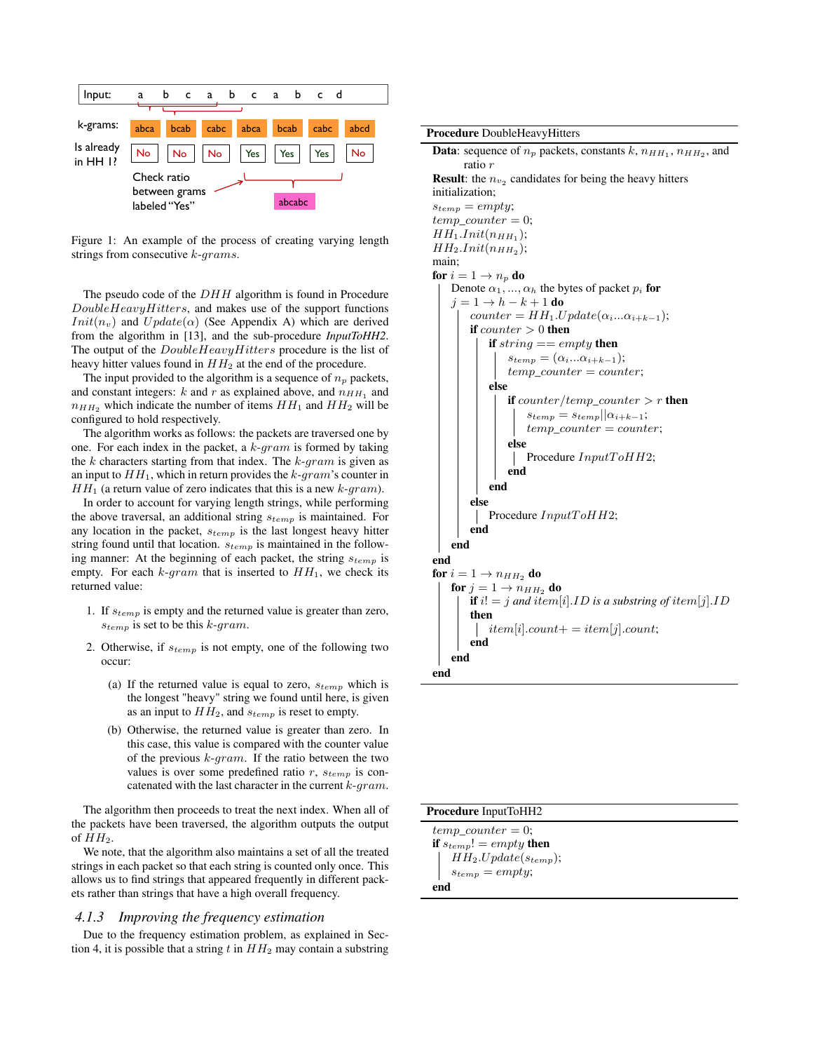| Input: | a | b | c | a | b | c | a | b | c | d |
|---|---|---|---|---|---|---|---|---|---|---|

| k-grams: | abca | bcab | cabc | abca | bcab | cabc | abcd |
|---|---|---|---|---|---|---|---|
| Is already in HH 1? | No | No | No | Yes | Yes | Yes | No |

Check ratio between grams labeled "Yes" → abcabc

Figure 1: An example of the process of creating varying length strings from consecutive $k$-$grams$.

The pseudo code of the $DHH$ algorithm is found in Procedure $DoubleHeavyHitters$, and makes use of the support functions $Init(n_v)$ and $Update(\alpha)$ (See Appendix A) which are derived from the algorithm in [13], and the sub-procedure ***InputToHH2***. The output of the $DoubleHeavyHitters$ procedure is the list of heavy hitter values found in $HH_2$ at the end of the procedure.

The input provided to the algorithm is a sequence of $n_p$ packets, and constant integers: $k$ and $r$ as explained above, and $n_{HH_1}$ and $n_{HH_2}$ which indicate the number of items $HH_1$ and $HH_2$ will be configured to hold respectively.

The algorithm works as follows: the packets are traversed one by one. For each index in the packet, a $k$-$gram$ is formed by taking the $k$ characters starting from that index. The $k$-$gram$ is given as an input to $HH_1$, which in return provides the $k$-$gram$'s counter in $HH_1$ (a return value of zero indicates that this is a new $k$-$gram$).

In order to account for varying length strings, while performing the above traversal, an additional string $s_{temp}$ is maintained. For any location in the packet, $s_{temp}$ is the last longest heavy hitter string found until that location. $s_{temp}$ is maintained in the following manner: At the beginning of each packet, the string $s_{temp}$ is empty. For each $k$-$gram$ that is inserted to $HH_1$, we check its returned value:

1. If $s_{temp}$ is empty and the returned value is greater than zero, $s_{temp}$ is set to be this $k$-$gram$.
2. Otherwise, if $s_{temp}$ is not empty, one of the following two occur:
   (a) If the returned value is equal to zero, $s_{temp}$ which is the longest "heavy" string we found until here, is given as an input to $HH_2$, and $s_{temp}$ is reset to empty.
   (b) Otherwise, the returned value is greater than zero. In this case, this value is compared with the counter value of the previous $k$-$gram$. If the ratio between the two values is over some predefined ratio $r$, $s_{temp}$ is concatenated with the last character in the current $k$-$gram$.

The algorithm then proceeds to treat the next index. When all of the packets have been traversed, the algorithm outputs the output of $HH_2$.

We note, that the algorithm also maintains a set of all the treated strings in each packet so that each string is counted only once. This allows us to find strings that appeared frequently in different packets rather than strings that have a high overall frequency.

### 4.1.3 Improving the frequency estimation

Due to the frequency estimation problem, as explained in Section 4, it is possible that a string $t$ in $HH_2$ may contain a substring

```
Procedure DoubleHeavyHitters
Data: sequence of n_p packets, constants k, n_HH1, n_HH2, and ratio r
Result: the n_v2 candidates for being the heavy hitters
initialization;
s_temp = empty;
temp_counter = 0;
HH1.Init(n_HH1);
HH2.Init(n_HH2);
main;
for i = 1 → n_p do
    Denote α_1, ..., α_h the bytes of packet p_i for
    j = 1 → h − k + 1 do
        counter = HH1.Update(α_i...α_{i+k−1});
        if counter > 0 then
            if string == empty then
                s_temp = (α_i...α_{i+k−1});
                temp_counter = counter;
            else
                if counter/temp_counter > r then
                    s_temp = s_temp||α_{i+k−1};
                    temp_counter = counter;
                else
                    Procedure InputToHH2;
                end
            end
        else
            Procedure InputToHH2;
        end
    end
end
for i = 1 → n_HH2 do
    for j = 1 → n_HH2 do
        if i != j and item[i].ID is a substring of item[j].ID
        then
            item[i].count+ = item[j].count;
        end
    end
end
```

```
Procedure InputToHH2
temp_counter = 0;
if s_temp != empty then
    HH2.Update(s_temp);
    s_temp = empty;
end
```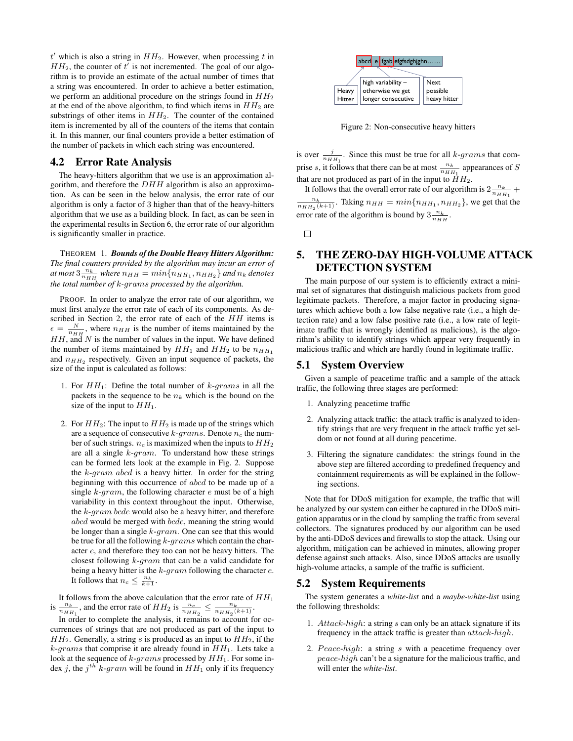$t'$ which is also a string in $HH_2$. However, when processing $t$ in $HH_2$, the counter of $t'$ is not incremented. The goal of our algorithm is to provide an estimate of the actual number of times that a string was encountered. In order to achieve a better estimation, we perform an additional procedure on the strings found in $HH_2$ at the end of the above algorithm, to find which items in $HH_2$ are substrings of other items in $HH_2$. The counter of the contained item is incremented by all of the counters of the items that contain it. In this manner, our final counters provide a better estimation of the number of packets in which each string was encountered.

## 4.2 Error Rate Analysis

The heavy-hitters algorithm that we use is an approximation algorithm, and therefore the $DHH$ algorithm is also an approximation. As can be seen in the below analysis, the error rate of our algorithm is only a factor of 3 higher than that of the heavy-hitters algorithm that we use as a building block. In fact, as can be seen in the experimental results in Section 6, the error rate of our algorithm is significantly smaller in practice.

THEOREM 1. ***Bounds of the Double Heavy Hitters Algorithm:*** *The final counters provided by the algorithm may incur an error of at most* $3\frac{n_k}{n_{HH}}$ *where* $n_{HH} = min\{n_{HH_1}, n_{HH_2}\}$ *and* $n_k$ *denotes the total number of* $k$-$grams$ *processed by the algorithm.*

PROOF. In order to analyze the error rate of our algorithm, we must first analyze the error rate of each of its components. As described in Section 2, the error rate of each of the $HH$ items is $\epsilon = \frac{N}{n_{HH}}$, where $n_{HH}$ is the number of items maintained by the $HH$, and $N$ is the number of values in the input. We have defined the number of items maintained by $HH_1$ and $HH_2$ to be $n_{HH_1}$ and $n_{HH_2}$ respectively. Given an input sequence of packets, the size of the input is calculated as follows:

1. For $HH_1$: Define the total number of $k$-$grams$ in all the packets in the sequence to be $n_k$ which is the bound on the size of the input to $HH_1$.

2. For $HH_2$: The input to $HH_2$ is made up of the strings which are a sequence of consecutive $k$-$grams$. Denote $n_c$ the number of such strings. $n_c$ is maximized when the inputs to $HH_2$ are all a single $k$-$gram$. To understand how these strings can be formed lets look at the example in Fig. 2. Suppose the $k$-$gram$ $abcd$ is a heavy hitter. In order for the string beginning with this occurrence of $abcd$ to be made up of a single $k$-$gram$, the following character $e$ must be of a high variability in this context throughout the input. Otherwise, the $k$-$gram$ $bcde$ would also be a heavy hitter, and therefore $abcd$ would be merged with $bcde$, meaning the string would be longer than a single $k$-$gram$. One can see that this would be true for all the following $k$-$grams$ which contain the character $e$, and therefore they too can not be heavy hitters. The closest following $k$-$gram$ that can be a valid candidate for being a heavy hitter is the $k$-$gram$ following the character $e$. It follows that $n_c \leq \frac{n_k}{k+1}$.

It follows from the above calculation that the error rate of $HH_1$ is $\frac{n_k}{n_{HH_1}}$, and the error rate of $HH_2$ is $\frac{n_c}{n_{HH_2}} \leq \frac{n_k}{n_{HH_2}(k+1)}$.

In order to complete the analysis, it remains to account for occurrences of strings that are not produced as part of the input to $HH_2$. Generally, a string $s$ is produced as an input to $HH_2$, if the $k$-$grams$ that comprise it are already found in $HH_1$. Lets take a look at the sequence of $k$-$grams$ processed by $HH_1$. For some index $j$, the $j^{th}$ $k$-$gram$ will be found in $HH_1$ only if its frequency is over $\frac{j}{n_{HH_1}}$. Since this must be true for all $k$-$grams$ that comprise $s$, it follows that there can be at most $\frac{n_k}{n_{HH_1}}$ appearances of $S$ that are not produced as part of in the input to $HH_2$.

It follows that the overall error rate of our algorithm is $2\frac{n_k}{n_{HH_1}} + \frac{n_k}{n_{HH_2}(k+1)}$. Taking $n_{HH} = min\{n_{HH_1}, n_{HH_2}\}$, we get that the error rate of the algorithm is bound by $3\frac{n_k}{n_{HH}}$.

□

abcd | e | fgab | efgfsdghjghn……

Heavy Hitter — high variability – otherwise we get longer consecutive — Next possible heavy hitter

Figure 2: Non-consecutive heavy hitters

# 5. THE ZERO-DAY HIGH-VOLUME ATTACK DETECTION SYSTEM

The main purpose of our system is to efficiently extract a minimal set of signatures that distinguish malicious packets from good legitimate packets. Therefore, a major factor in producing signatures which achieve both a low false negative rate (i.e., a high detection rate) and a low false positive rate (i.e., a low rate of legitimate traffic that is wrongly identified as malicious), is the algorithm's ability to identify strings which appear very frequently in malicious traffic and which are hardly found in legitimate traffic.

## 5.1 System Overview

Given a sample of peacetime traffic and a sample of the attack traffic, the following three stages are performed:

1. Analyzing peacetime traffic

2. Analyzing attack traffic: the attack traffic is analyzed to identify strings that are very frequent in the attack traffic yet seldom or not found at all during peacetime.

3. Filtering the signature candidates: the strings found in the above step are filtered according to predefined frequency and containment requirements as will be explained in the following sections.

Note that for DDoS mitigation for example, the traffic that will be analyzed by our system can either be captured in the DDoS mitigation apparatus or in the cloud by sampling the traffic from several collectors. The signatures produced by our algorithm can be used by the anti-DDoS devices and firewalls to stop the attack. Using our algorithm, mitigation can be achieved in minutes, allowing proper defense against such attacks. Also, since DDoS attacks are usually high-volume attacks, a sample of the traffic is sufficient.

## 5.2 System Requirements

The system generates a *white-list* and a *maybe-white-list* using the following thresholds:

1. $Attack$-$high$: a string $s$ can only be an attack signature if its frequency in the attack traffic is greater than $attack$-$high$.

2. $Peace$-$high$: a string $s$ with a peacetime frequency over $peace$-$high$ can't be a signature for the malicious traffic, and will enter the *white-list*.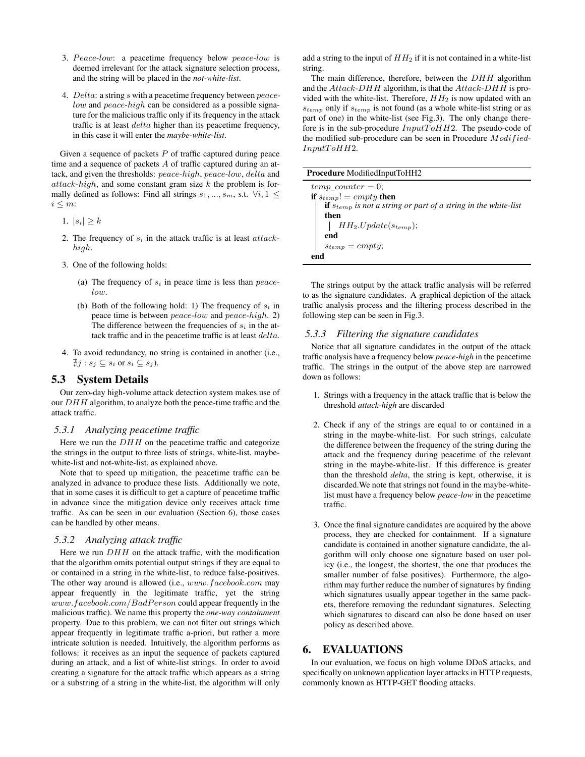3. *Peace-low*: a peacetime frequency below *peace-low* is deemed irrelevant for the attack signature selection process, and the string will be placed in the ***not-white-list***.

4. *Delta*: a string $s$ with a peacetime frequency between *peace-low* and *peace-high* can be considered as a possible signature for the malicious traffic only if its frequency in the attack traffic is at least *delta* higher than its peacetime frequency, in this case it will enter the ***maybe-white-list***.

Given a sequence of packets $P$ of traffic captured during peace time and a sequence of packets $A$ of traffic captured during an attack, and given the thresholds: *peace-high*, *peace-low*, *delta* and *attack-high*, and some constant gram size $k$ the problem is formally defined as follows: Find all strings $s_1, ..., s_m$, s.t. $\forall i, 1 \leq i \leq m$:

1. $|s_i| \geq k$
2. The frequency of $s_i$ in the attack traffic is at least *attack-high*.
3. One of the following holds:
   (a) The frequency of $s_i$ in peace time is less than *peace-low*.
   (b) Both of the following hold: 1) The frequency of $s_i$ in peace time is between *peace-low* and *peace-high*. 2) The difference between the frequencies of $s_i$ in the attack traffic and in the peacetime traffic is at least *delta*.
4. To avoid redundancy, no string is contained in another (i.e., $\nexists j : s_j \subseteq s_i$ or $s_i \subseteq s_j$).

## 5.3 System Details

Our zero-day high-volume attack detection system makes use of our $DHH$ algorithm, to analyze both the peace-time traffic and the attack traffic.

### 5.3.1 Analyzing peacetime traffic

Here we run the $DHH$ on the peacetime traffic and categorize the strings in the output to three lists of strings, white-list, maybe-white-list and not-white-list, as explained above.

Note that to speed up mitigation, the peacetime traffic can be analyzed in advance to produce these lists. Additionally we note, that in some cases it is difficult to get a capture of peacetime traffic in advance since the mitigation device only receives attack time traffic. As can be seen in our evaluation (Section 6), those cases can be handled by other means.

### 5.3.2 Analyzing attack traffic

Here we run $DHH$ on the attack traffic, with the modification that the algorithm omits potential output strings if they are equal to or contained in a string in the white-list, to reduce false-positives. The other way around is allowed (i.e., $www.facebook.com$ may appear frequently in the legitimate traffic, yet the string $www.facebook.com/BadPerson$ could appear frequently in the malicious traffic). We name this property the ***one-way containment*** property. Due to this problem, we can not filter out strings which appear frequently in legitimate traffic a-priori, but rather a more intricate solution is needed. Intuitively, the algorithm performs as follows: it receives as an input the sequence of packets captured during an attack, and a list of white-list strings. In order to avoid creating a signature for the attack traffic which appears as a string or a substring of a string in the white-list, the algorithm will only add a string to the input of $HH_2$ if it is not contained in a white-list string.

The main difference, therefore, between the $DHH$ algorithm and the $Attack\text{-}DHH$ algorithm, is that the $Attack\text{-}DHH$ is provided with the white-list. Therefore, $HH_2$ is now updated with an $s_{temp}$ only if $s_{temp}$ is not found (as a whole white-list string or as part of one) in the white-list (see Fig.3). The only change therefore is in the sub-procedure $InputToHH2$. The pseudo-code of the modified sub-procedure can be seen in Procedure $Modified\text{-}InputToHH2$.

**Procedure** ModifiedInputToHH2

```
temp_counter = 0;
if s_temp != empty then
    if s_temp is not a string or part of a string in the white-list
    then
        HH_2.Update(s_temp);
    end
    s_temp = empty;
end
```

The strings output by the attack traffic analysis will be referred to as the signature candidates. A graphical depiction of the attack traffic analysis process and the filtering process described in the following step can be seen in Fig.3.

### 5.3.3 Filtering the signature candidates

Notice that all signature candidates in the output of the attack traffic analysis have a frequency below ***peace-high*** in the peacetime traffic. The strings in the output of the above step are narrowed down as follows:

1. Strings with a frequency in the attack traffic that is below the threshold ***attack-high*** are discarded

2. Check if any of the strings are equal to or contained in a string in the maybe-white-list. For such strings, calculate the difference between the frequency of the string during the attack and the frequency during peacetime of the relevant string in the maybe-white-list. If this difference is greater than the threshold ***delta***, the string is kept, otherwise, it is discarded.We note that strings not found in the maybe-white-list must have a frequency below ***peace-low*** in the peacetime traffic.

3. Once the final signature candidates are acquired by the above process, they are checked for containment. If a signature candidate is contained in another signature candidate, the algorithm will only choose one signature based on user policy (i.e., the longest, the shortest, the one that produces the smaller number of false positives). Furthermore, the algorithm may further reduce the number of signatures by finding which signatures usually appear together in the same packets, therefore removing the redundant signatures. Selecting which signatures to discard can also be done based on user policy as described above.

# 6. EVALUATIONS

In our evaluation, we focus on high volume DDoS attacks, and specifically on unknown application layer attacks in HTTP requests, commonly known as HTTP-GET flooding attacks.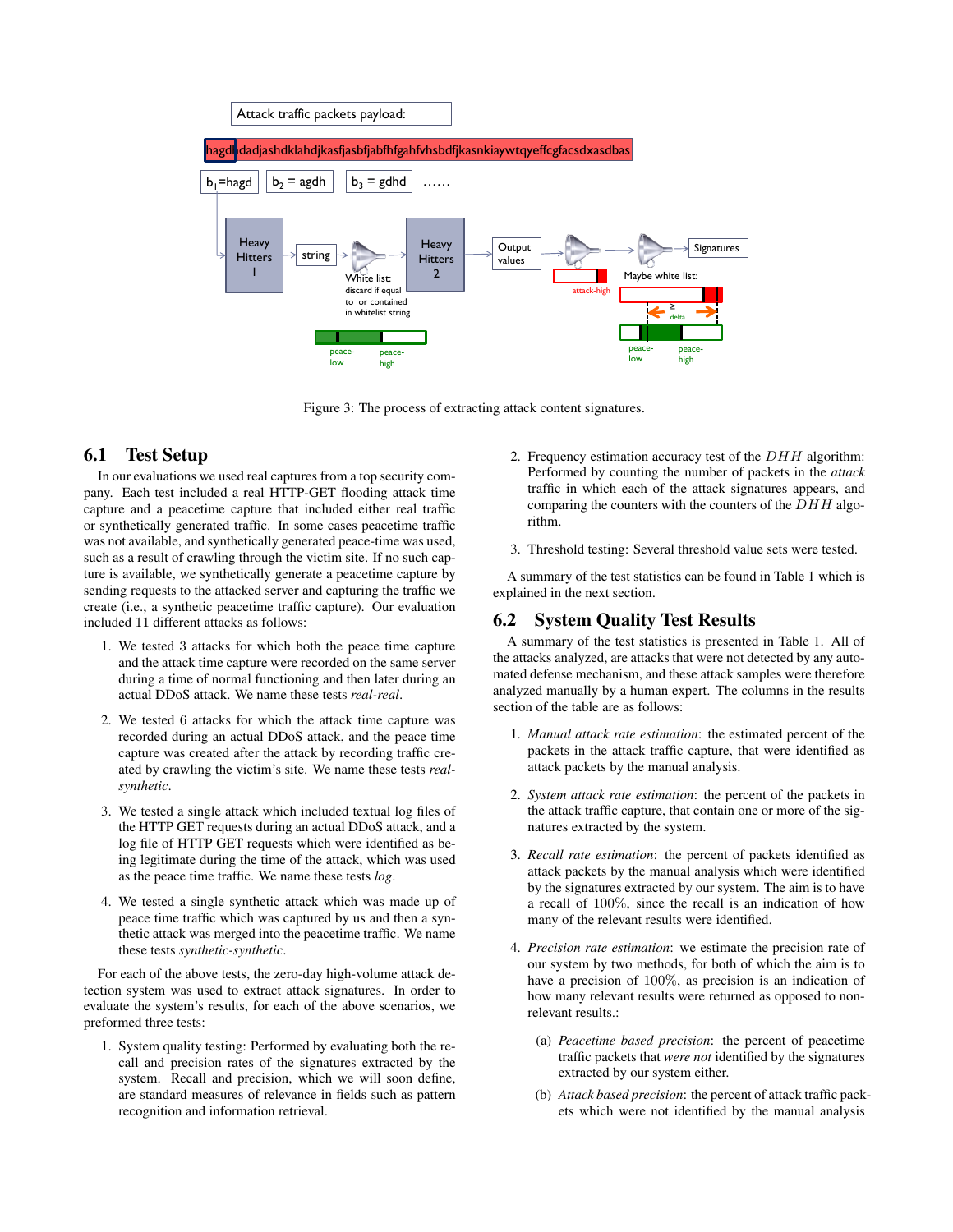Figure 3: The process of extracting attack content signatures.

## 6.1 Test Setup

In our evaluations we used real captures from a top security company. Each test included a real HTTP-GET flooding attack time capture and a peacetime capture that included either real traffic or synthetically generated traffic. In some cases peacetime traffic was not available, and synthetically generated peace-time was used, such as a result of crawling through the victim site. If no such capture is available, we synthetically generate a peacetime capture by sending requests to the attacked server and capturing the traffic we create (i.e., a synthetic peacetime traffic capture). Our evaluation included 11 different attacks as follows:

1. We tested 3 attacks for which both the peace time capture and the attack time capture were recorded on the same server during a time of normal functioning and then later during an actual DDoS attack. We name these tests *real-real*.

2. We tested 6 attacks for which the attack time capture was recorded during an actual DDoS attack, and the peace time capture was created after the attack by recording traffic created by crawling the victim's site. We name these tests *real-synthetic*.

3. We tested a single attack which included textual log files of the HTTP GET requests during an actual DDoS attack, and a log file of HTTP GET requests which were identified as being legitimate during the time of the attack, which was used as the peace time traffic. We name these tests *log*.

4. We tested a single synthetic attack which was made up of peace time traffic which was captured by us and then a synthetic attack was merged into the peacetime traffic. We name these tests *synthetic-synthetic*.

For each of the above tests, the zero-day high-volume attack detection system was used to extract attack signatures. In order to evaluate the system's results, for each of the above scenarios, we preformed three tests:

1. System quality testing: Performed by evaluating both the recall and precision rates of the signatures extracted by the system. Recall and precision, which we will soon define, are standard measures of relevance in fields such as pattern recognition and information retrieval.

2. Frequency estimation accuracy test of the $DHH$ algorithm: Performed by counting the number of packets in the *attack* traffic in which each of the attack signatures appears, and comparing the counters with the counters of the $DHH$ algorithm.

3. Threshold testing: Several threshold value sets were tested.

A summary of the test statistics can be found in Table 1 which is explained in the next section.

## 6.2 System Quality Test Results

A summary of the test statistics is presented in Table 1. All of the attacks analyzed, are attacks that were not detected by any automated defense mechanism, and these attack samples were therefore analyzed manually by a human expert. The columns in the results section of the table are as follows:

1. *Manual attack rate estimation*: the estimated percent of the packets in the attack traffic capture, that were identified as attack packets by the manual analysis.

2. *System attack rate estimation*: the percent of the packets in the attack traffic capture, that contain one or more of the signatures extracted by the system.

3. *Recall rate estimation*: the percent of packets identified as attack packets by the manual analysis which were identified by the signatures extracted by our system. The aim is to have a recall of 100%, since the recall is an indication of how many of the relevant results were identified.

4. *Precision rate estimation*: we estimate the precision rate of our system by two methods, for both of which the aim is to have a precision of 100%, as precision is an indication of how many relevant results were returned as opposed to non-relevant results.:

   (a) *Peacetime based precision*: the percent of peacetime traffic packets that *were not* identified by the signatures extracted by our system either.

   (b) *Attack based precision*: the percent of attack traffic packets which were not identified by the manual analysis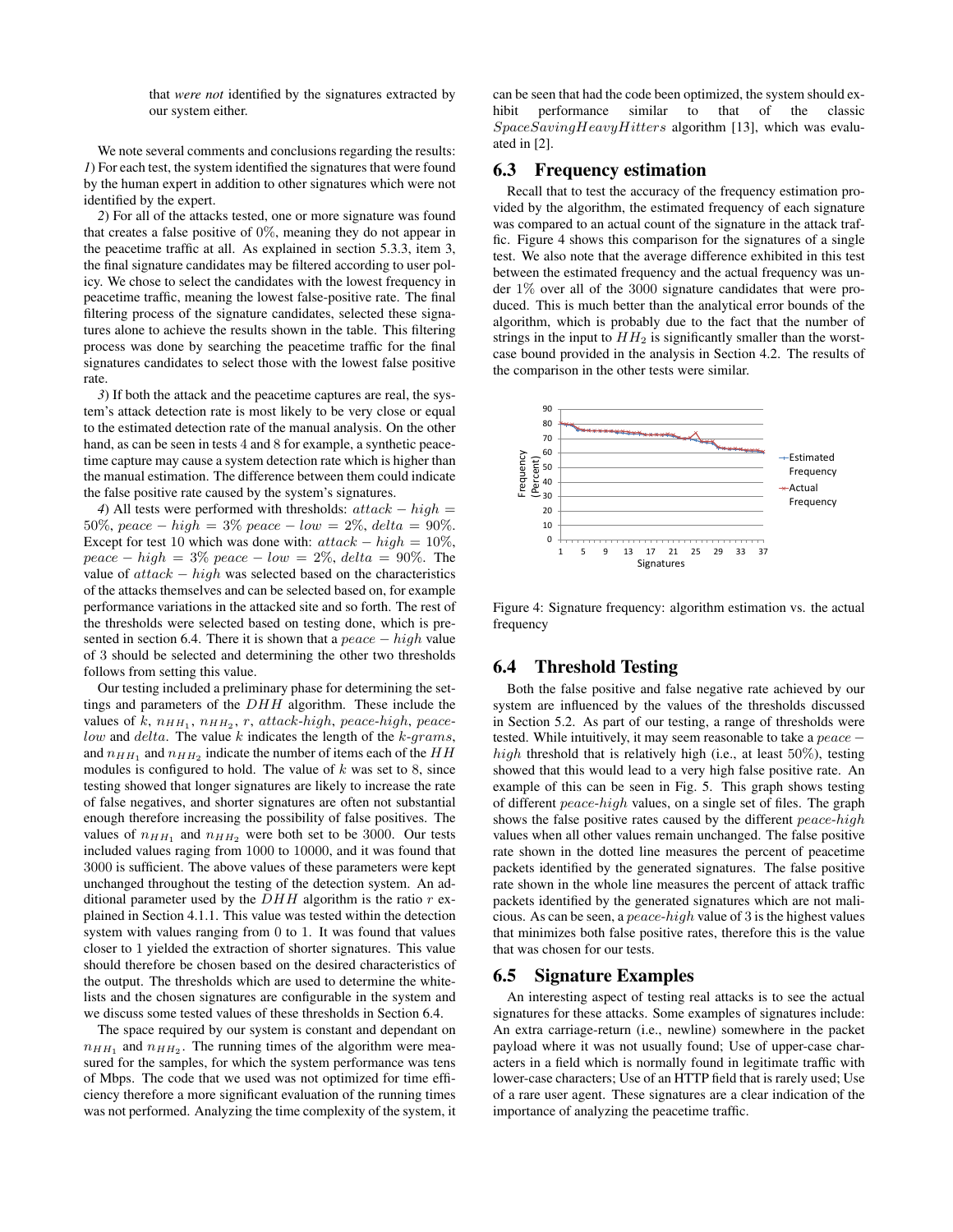that *were not* identified by the signatures extracted by our system either.

We note several comments and conclusions regarding the results: *1*) For each test, the system identified the signatures that were found by the human expert in addition to other signatures which were not identified by the expert.

*2*) For all of the attacks tested, one or more signature was found that creates a false positive of 0%, meaning they do not appear in the peacetime traffic at all. As explained in section 5.3.3, item 3, the final signature candidates may be filtered according to user policy. We chose to select the candidates with the lowest frequency in peacetime traffic, meaning the lowest false-positive rate. The final filtering process of the signature candidates, selected these signatures alone to achieve the results shown in the table. This filtering process was done by searching the peacetime traffic for the final signatures candidates to select those with the lowest false positive rate.

*3*) If both the attack and the peacetime captures are real, the system's attack detection rate is most likely to be very close or equal to the estimated detection rate of the manual analysis. On the other hand, as can be seen in tests 4 and 8 for example, a synthetic peacetime capture may cause a system detection rate which is higher than the manual estimation. The difference between them could indicate the false positive rate caused by the system's signatures.

*4*) All tests were performed with thresholds: $attack-high = 50\%$, $peace-high = 3\%$ $peace-low = 2\%$, $delta = 90\%$. Except for test 10 which was done with: $attack-high = 10\%$, $peace-high = 3\%$ $peace-low = 2\%$, $delta = 90\%$. The value of $attack-high$ was selected based on the characteristics of the attacks themselves and can be selected based on, for example performance variations in the attacked site and so forth. The rest of the thresholds were selected based on testing done, which is presented in section 6.4. There it is shown that a $peace-high$ value of 3 should be selected and determining the other two thresholds follows from setting this value.

Our testing included a preliminary phase for determining the settings and parameters of the $DHH$ algorithm. These include the values of $k$, $n_{HH_1}$, $n_{HH_2}$, $r$, *attack-high*, *peace-high*, *peace-low* and *delta*. The value $k$ indicates the length of the $k$-*grams*, and $n_{HH_1}$ and $n_{HH_2}$ indicate the number of items each of the $HH$ modules is configured to hold. The value of $k$ was set to 8, since testing showed that longer signatures are likely to increase the rate of false negatives, and shorter signatures are often not substantial enough therefore increasing the possibility of false positives. The values of $n_{HH_1}$ and $n_{HH_2}$ were both set to be 3000. Our tests included values raging from 1000 to 10000, and it was found that 3000 is sufficient. The above values of these parameters were kept unchanged throughout the testing of the detection system. An additional parameter used by the $DHH$ algorithm is the ratio $r$ explained in Section 4.1.1. This value was tested within the detection system with values ranging from 0 to 1. It was found that values closer to 1 yielded the extraction of shorter signatures. This value should therefore be chosen based on the desired characteristics of the output. The thresholds which are used to determine the white-lists and the chosen signatures are configurable in the system and we discuss some tested values of these thresholds in Section 6.4.

The space required by our system is constant and dependant on $n_{HH_1}$ and $n_{HH_2}$. The running times of the algorithm were measured for the samples, for which the system performance was tens of Mbps. The code that we used was not optimized for time efficiency therefore a more significant evaluation of the running times was not performed. Analyzing the time complexity of the system, it can be seen that had the code been optimized, the system should exhibit performance similar to that of the classic $SpaceSavingHeavyHitters$ algorithm [13], which was evaluated in [2].

## 6.3 Frequency estimation

Recall that to test the accuracy of the frequency estimation provided by the algorithm, the estimated frequency of each signature was compared to an actual count of the signature in the attack traffic. Figure 4 shows this comparison for the signatures of a single test. We also note that the average difference exhibited in this test between the estimated frequency and the actual frequency was under 1% over all of the 3000 signature candidates that were produced. This is much better than the analytical error bounds of the algorithm, which is probably due to the fact that the number of strings in the input to $HH_2$ is significantly smaller than the worst-case bound provided in the analysis in Section 4.2. The results of the comparison in the other tests were similar.

Figure 4: Signature frequency: algorithm estimation vs. the actual frequency

## 6.4 Threshold Testing

Both the false positive and false negative rate achieved by our system are influenced by the values of the thresholds discussed in Section 5.2. As part of our testing, a range of thresholds were tested. While intuitively, it may seem reasonable to take a $peace-high$ threshold that is relatively high (i.e., at least 50%), testing showed that this would lead to a very high false positive rate. An example of this can be seen in Fig. 5. This graph shows testing of different *peace-high* values, on a single set of files. The graph shows the false positive rates caused by the different *peace-high* values when all other values remain unchanged. The false positive rate shown in the dotted line measures the percent of peacetime packets identified by the generated signatures. The false positive rate shown in the whole line measures the percent of attack traffic packets identified by the generated signatures which are not malicious. As can be seen, a *peace-high* value of 3 is the highest values that minimizes both false positive rates, therefore this is the value that was chosen for our tests.

## 6.5 Signature Examples

An interesting aspect of testing real attacks is to see the actual signatures for these attacks. Some examples of signatures include: An extra carriage-return (i.e., newline) somewhere in the packet payload where it was not usually found; Use of upper-case characters in a field which is normally found in legitimate traffic with lower-case characters; Use of an HTTP field that is rarely used; Use of a rare user agent. These signatures are a clear indication of the importance of analyzing the peacetime traffic.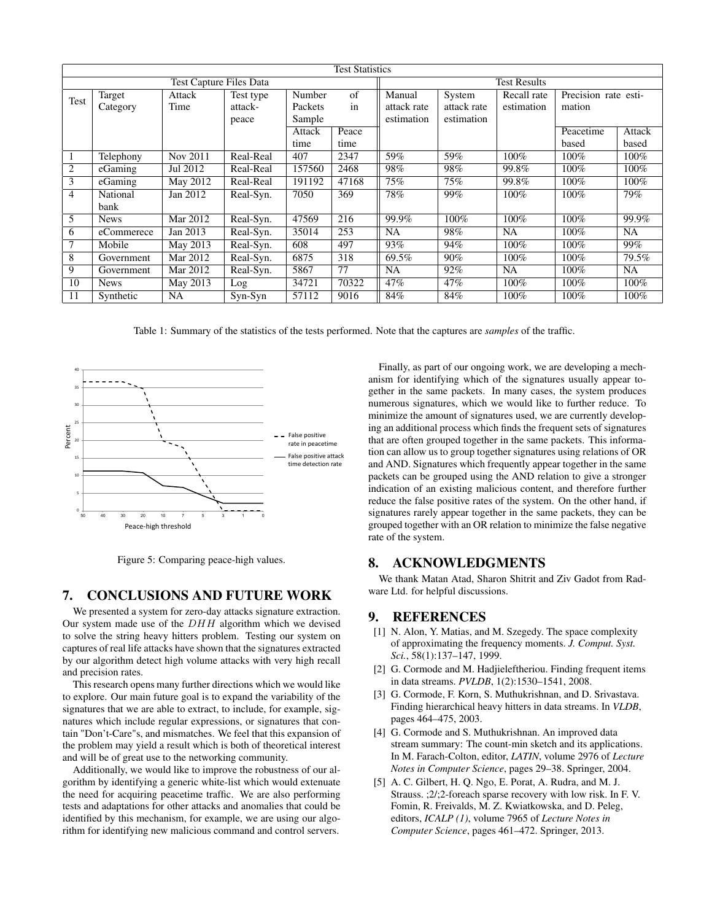| Test Statistics | | | | | | | | | | |
|---|---|---|---|---|---|---|---|---|---|---|
| Test Capture Files Data | | | | | | Test Results | | | | |
| Test | Target Category | Attack Time | Test type attack-peace | Number of Packets in Sample | | Manual attack rate estimation | System attack rate estimation | Recall rate estimation | Precision rate estimation | |
| | | | | Attack time | Peace time | | | | Peacetime based | Attack based |
| 1 | Telephony | Nov 2011 | Real-Real | 407 | 2347 | 59% | 59% | 100% | 100% | 100% |
| 2 | eGaming | Jul 2012 | Real-Real | 157560 | 2468 | 98% | 98% | 99.8% | 100% | 100% |
| 3 | eGaming | May 2012 | Real-Real | 191192 | 47168 | 75% | 75% | 99.8% | 100% | 100% |
| 4 | National bank | Jan 2012 | Real-Syn. | 7050 | 369 | 78% | 99% | 100% | 100% | 79% |
| 5 | News | Mar 2012 | Real-Syn. | 47569 | 216 | 99.9% | 100% | 100% | 100% | 99.9% |
| 6 | eCommerece | Jan 2013 | Real-Syn. | 35014 | 253 | NA | 98% | NA | 100% | NA |
| 7 | Mobile | May 2013 | Real-Syn. | 608 | 497 | 93% | 94% | 100% | 100% | 99% |
| 8 | Government | Mar 2012 | Real-Syn. | 6875 | 318 | 69.5% | 90% | 100% | 100% | 79.5% |
| 9 | Government | Mar 2012 | Real-Syn. | 5867 | 77 | NA | 92% | NA | 100% | NA |
| 10 | News | May 2013 | Log | 34721 | 70322 | 47% | 47% | 100% | 100% | 100% |
| 11 | Synthetic | NA | Syn-Syn | 57112 | 9016 | 84% | 84% | 100% | 100% | 100% |

Table 1: Summary of the statistics of the tests performed. Note that the captures are *samples* of the traffic.

Percent

40
35
30
25
20
15
10
5
0

50 40 30 20 10 7 5 3 1 0

Peace-high threshold

False positive rate in peacetime

False positive attack time detection rate

Figure 5: Comparing peace-high values.

## 7. CONCLUSIONS AND FUTURE WORK

We presented a system for zero-day attacks signature extraction. Our system made use of the $DHH$ algorithm which we devised to solve the string heavy hitters problem. Testing our system on captures of real life attacks have shown that the signatures extracted by our algorithm detect high volume attacks with very high recall and precision rates.

This research opens many further directions which we would like to explore. Our main future goal is to expand the variability of the signatures that we are able to extract, to include, for example, signatures which include regular expressions, or signatures that contain "Don't-Care"s, and mismatches. We feel that this expansion of the problem may yield a result which is both of theoretical interest and will be of great use to the networking community.

Additionally, we would like to improve the robustness of our algorithm by identifying a generic white-list which would extenuate the need for acquiring peacetime traffic. We are also performing tests and adaptations for other attacks and anomalies that could be identified by this mechanism, for example, we are using our algorithm for identifying new malicious command and control servers.

Finally, as part of our ongoing work, we are developing a mechanism for identifying which of the signatures usually appear together in the same packets. In many cases, the system produces numerous signatures, which we would like to further reduce. To minimize the amount of signatures used, we are currently developing an additional process which finds the frequent sets of signatures that are often grouped together in the same packets. This information can allow us to group together signatures using relations of OR and AND. Signatures which frequently appear together in the same packets can be grouped using the AND relation to give a stronger indication of an existing malicious content, and therefore further reduce the false positive rates of the system. On the other hand, if signatures rarely appear together in the same packets, they can be grouped together with an OR relation to minimize the false negative rate of the system.

## 8. ACKNOWLEDGMENTS

We thank Matan Atad, Sharon Shitrit and Ziv Gadot from Radware Ltd. for helpful discussions.

## 9. REFERENCES

[1] N. Alon, Y. Matias, and M. Szegedy. The space complexity of approximating the frequency moments. *J. Comput. Syst. Sci.*, 58(1):137–147, 1999.

[2] G. Cormode and M. Hadjieleftheriou. Finding frequent items in data streams. *PVLDB*, 1(2):1530–1541, 2008.

[3] G. Cormode, F. Korn, S. Muthukrishnan, and D. Srivastava. Finding hierarchical heavy hitters in data streams. In *VLDB*, pages 464–475, 2003.

[4] G. Cormode and S. Muthukrishnan. An improved data stream summary: The count-min sketch and its applications. In M. Farach-Colton, editor, *LATIN*, volume 2976 of *Lecture Notes in Computer Science*, pages 29–38. Springer, 2004.

[5] A. C. Gilbert, H. Q. Ngo, E. Porat, A. Rudra, and M. J. Strauss. ;2/;2-foreach sparse recovery with low risk. In F. V. Fomin, R. Freivalds, M. Z. Kwiatkowska, and D. Peleg, editors, *ICALP (1)*, volume 7965 of *Lecture Notes in Computer Science*, pages 461–472. Springer, 2013.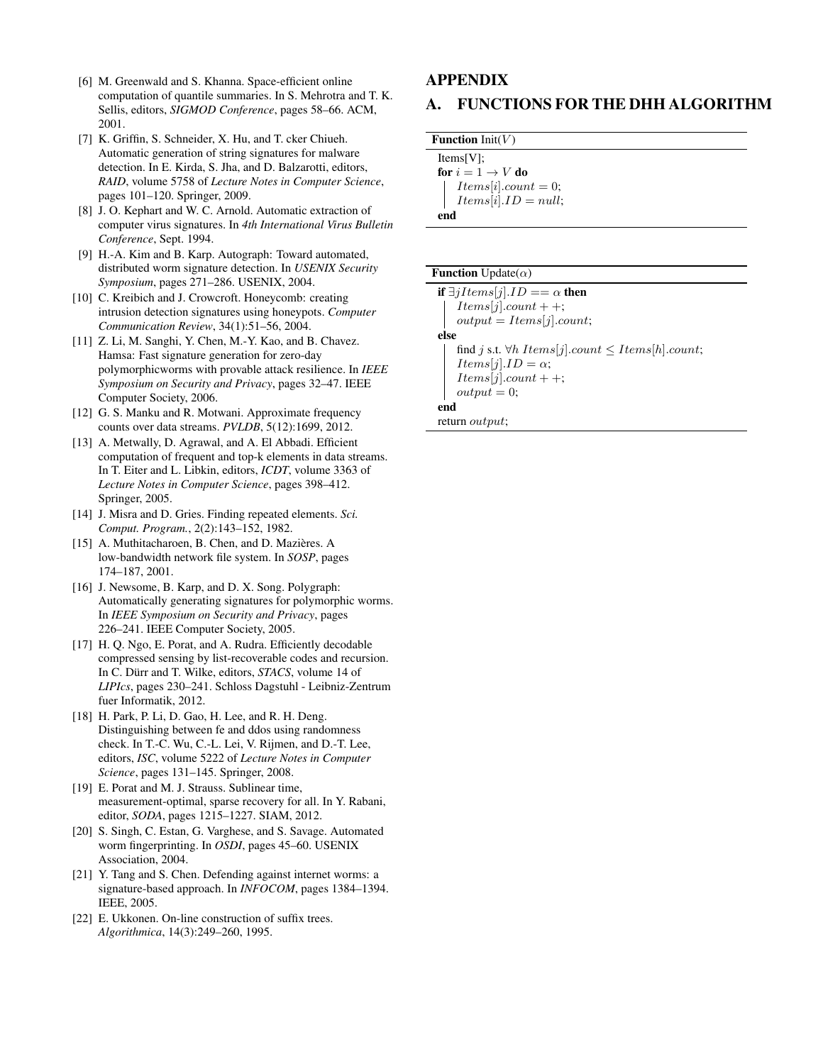[6] M. Greenwald and S. Khanna. Space-efficient online computation of quantile summaries. In S. Mehrotra and T. K. Sellis, editors, *SIGMOD Conference*, pages 58–66. ACM, 2001.

[7] K. Griffin, S. Schneider, X. Hu, and T. cker Chiueh. Automatic generation of string signatures for malware detection. In E. Kirda, S. Jha, and D. Balzarotti, editors, *RAID*, volume 5758 of *Lecture Notes in Computer Science*, pages 101–120. Springer, 2009.

[8] J. O. Kephart and W. C. Arnold. Automatic extraction of computer virus signatures. In *4th International Virus Bulletin Conference*, Sept. 1994.

[9] H.-A. Kim and B. Karp. Autograph: Toward automated, distributed worm signature detection. In *USENIX Security Symposium*, pages 271–286. USENIX, 2004.

[10] C. Kreibich and J. Crowcroft. Honeycomb: creating intrusion detection signatures using honeypots. *Computer Communication Review*, 34(1):51–56, 2004.

[11] Z. Li, M. Sanghi, Y. Chen, M.-Y. Kao, and B. Chavez. Hamsa: Fast signature generation for zero-day polymorphicworms with provable attack resilience. In *IEEE Symposium on Security and Privacy*, pages 32–47. IEEE Computer Society, 2006.

[12] G. S. Manku and R. Motwani. Approximate frequency counts over data streams. *PVLDB*, 5(12):1699, 2012.

[13] A. Metwally, D. Agrawal, and A. El Abbadi. Efficient computation of frequent and top-k elements in data streams. In T. Eiter and L. Libkin, editors, *ICDT*, volume 3363 of *Lecture Notes in Computer Science*, pages 398–412. Springer, 2005.

[14] J. Misra and D. Gries. Finding repeated elements. *Sci. Comput. Program.*, 2(2):143–152, 1982.

[15] A. Muthitacharoen, B. Chen, and D. Mazières. A low-bandwidth network file system. In *SOSP*, pages 174–187, 2001.

[16] J. Newsome, B. Karp, and D. X. Song. Polygraph: Automatically generating signatures for polymorphic worms. In *IEEE Symposium on Security and Privacy*, pages 226–241. IEEE Computer Society, 2005.

[17] H. Q. Ngo, E. Porat, and A. Rudra. Efficiently decodable compressed sensing by list-recoverable codes and recursion. In C. Dürr and T. Wilke, editors, *STACS*, volume 14 of *LIPIcs*, pages 230–241. Schloss Dagstuhl - Leibniz-Zentrum fuer Informatik, 2012.

[18] H. Park, P. Li, D. Gao, H. Lee, and R. H. Deng. Distinguishing between fe and ddos using randomness check. In T.-C. Wu, C.-L. Lei, V. Rijmen, and D.-T. Lee, editors, *ISC*, volume 5222 of *Lecture Notes in Computer Science*, pages 131–145. Springer, 2008.

[19] E. Porat and M. J. Strauss. Sublinear time, measurement-optimal, sparse recovery for all. In Y. Rabani, editor, *SODA*, pages 1215–1227. SIAM, 2012.

[20] S. Singh, C. Estan, G. Varghese, and S. Savage. Automated worm fingerprinting. In *OSDI*, pages 45–60. USENIX Association, 2004.

[21] Y. Tang and S. Chen. Defending against internet worms: a signature-based approach. In *INFOCOM*, pages 1384–1394. IEEE, 2005.

[22] E. Ukkonen. On-line construction of suffix trees. *Algorithmica*, 14(3):249–260, 1995.

# APPENDIX

## A. FUNCTIONS FOR THE DHH ALGORITHM

**Function** Init($V$)

```
Items[V];
for i = 1 → V do
    Items[i].count = 0;
    Items[i].ID = null;
end
```

**Function** Update($\alpha$)

```
if ∃j Items[j].ID == α then
    Items[j].count++;
    output = Items[j].count;
else
    find j s.t. ∀h Items[j].count ≤ Items[h].count;
    Items[j].ID = α;
    Items[j].count++;
    output = 0;
end
return output;
```